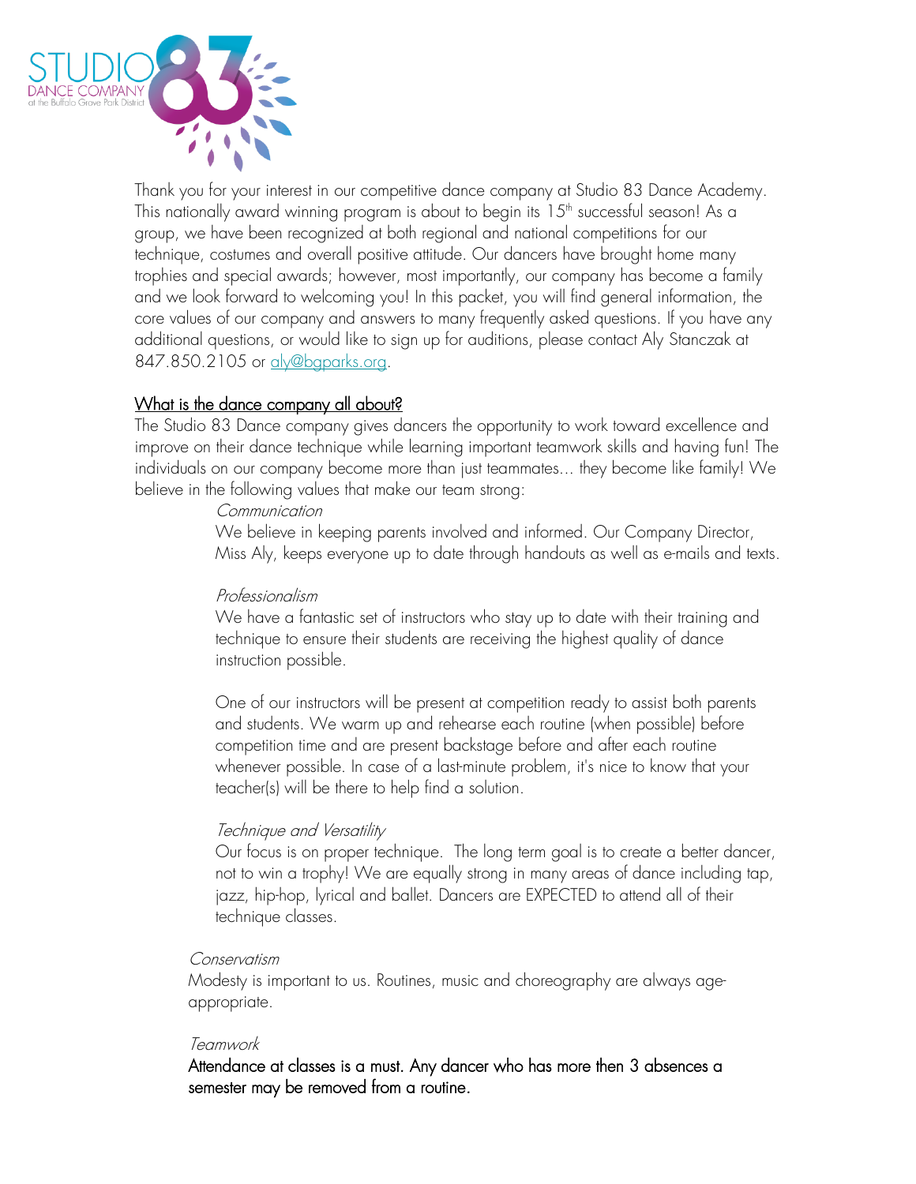Thank you for your interest in our competitive dance company at Studio 83 Dance Academy. This nationally award winning program is about to begin its 15th successful season! As a group, we have been recognized at both regional and national competitions for our technique, costumes and overall positive attitude. Our dancers have brought home many trophies and special awards; however, most importantly, our company has become a family and we look forward to welcoming you! In this packet, you will find general information, the core values of our company and answers to many frequently asked questions. If you have any additional questions, or would like to sign up for auditions, please contact Aly Stanczak at 847.850.2105 or aly@bgparks.org.

## What is the dance company all about?

The Studio 83 Dance company gives dancers the opportunity to work toward excellence and improve on their dance technique while learning important teamwork skills and having fun! The individuals on our company become more than just teammates… they become like family! We believe in the following values that make our team strong:

*Communication*

We believe in keeping parents involved and informed. Our Company Director, Miss Aly, keeps everyone up to date through handouts as well as e-mails and texts.

*Professionalism*

We have a fantastic set of instructors who stay up to date with their training and technique to ensure their students are receiving the highest quality of dance instruction possible.

One of our instructors will be present at competition ready to assist both parents and students. We warm up and rehearse each routine (when possible) before competition time and are present backstage before and after each routine whenever possible. In case of a last-minute problem, it's nice to know that your teacher(s) will be there to help find a solution.

*Technique and Versatility*

Our focus is on proper technique. The long term goal is to create a better dancer, not to win a trophy! We are equally strong in many areas of dance including tap, jazz, hip-hop, lyrical and ballet. Dancers are EXPECTED to attend all of their technique classes.

*Conservatism*

Modesty is important to us. Routines, music and choreography are always age-appropriate.

*Teamwork*

Attendance at classes is a must. Any dancer who has more then 3 absences a semester may be removed from a routine.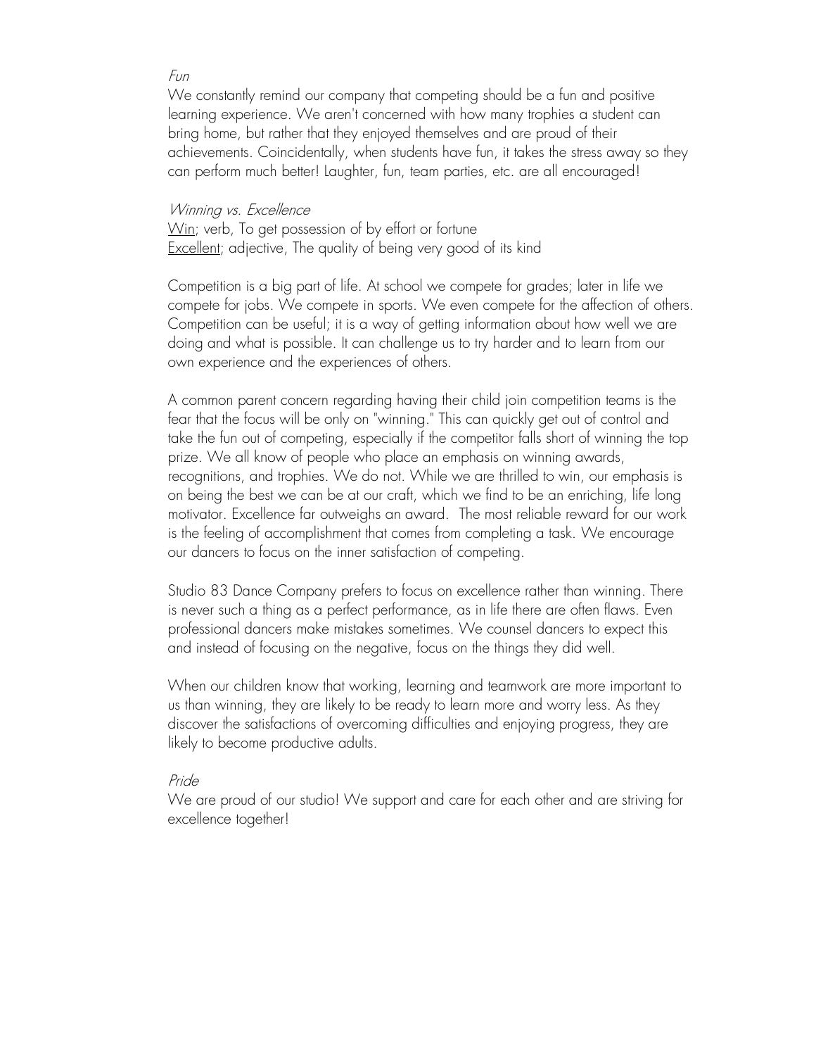*Fun*

We constantly remind our company that competing should be a fun and positive learning experience. We aren't concerned with how many trophies a student can bring home, but rather that they enjoyed themselves and are proud of their achievements. Coincidentally, when students have fun, it takes the stress away so they can perform much better! Laughter, fun, team parties, etc. are all encouraged!

*Winning vs. Excellence*

<u>Win</u>; verb, To get possession of by effort or fortune
<u>Excellent</u>; adjective, The quality of being very good of its kind

Competition is a big part of life. At school we compete for grades; later in life we compete for jobs. We compete in sports. We even compete for the affection of others. Competition can be useful; it is a way of getting information about how well we are doing and what is possible. It can challenge us to try harder and to learn from our own experience and the experiences of others.

A common parent concern regarding having their child join competition teams is the fear that the focus will be only on "winning." This can quickly get out of control and take the fun out of competing, especially if the competitor falls short of winning the top prize. We all know of people who place an emphasis on winning awards, recognitions, and trophies. We do not. While we are thrilled to win, our emphasis is on being the best we can be at our craft, which we find to be an enriching, life long motivator. Excellence far outweighs an award. The most reliable reward for our work is the feeling of accomplishment that comes from completing a task. We encourage our dancers to focus on the inner satisfaction of competing.

Studio 83 Dance Company prefers to focus on excellence rather than winning. There is never such a thing as a perfect performance, as in life there are often flaws. Even professional dancers make mistakes sometimes. We counsel dancers to expect this and instead of focusing on the negative, focus on the things they did well.

When our children know that working, learning and teamwork are more important to us than winning, they are likely to be ready to learn more and worry less. As they discover the satisfactions of overcoming difficulties and enjoying progress, they are likely to become productive adults.

*Pride*

We are proud of our studio! We support and care for each other and are striving for excellence together!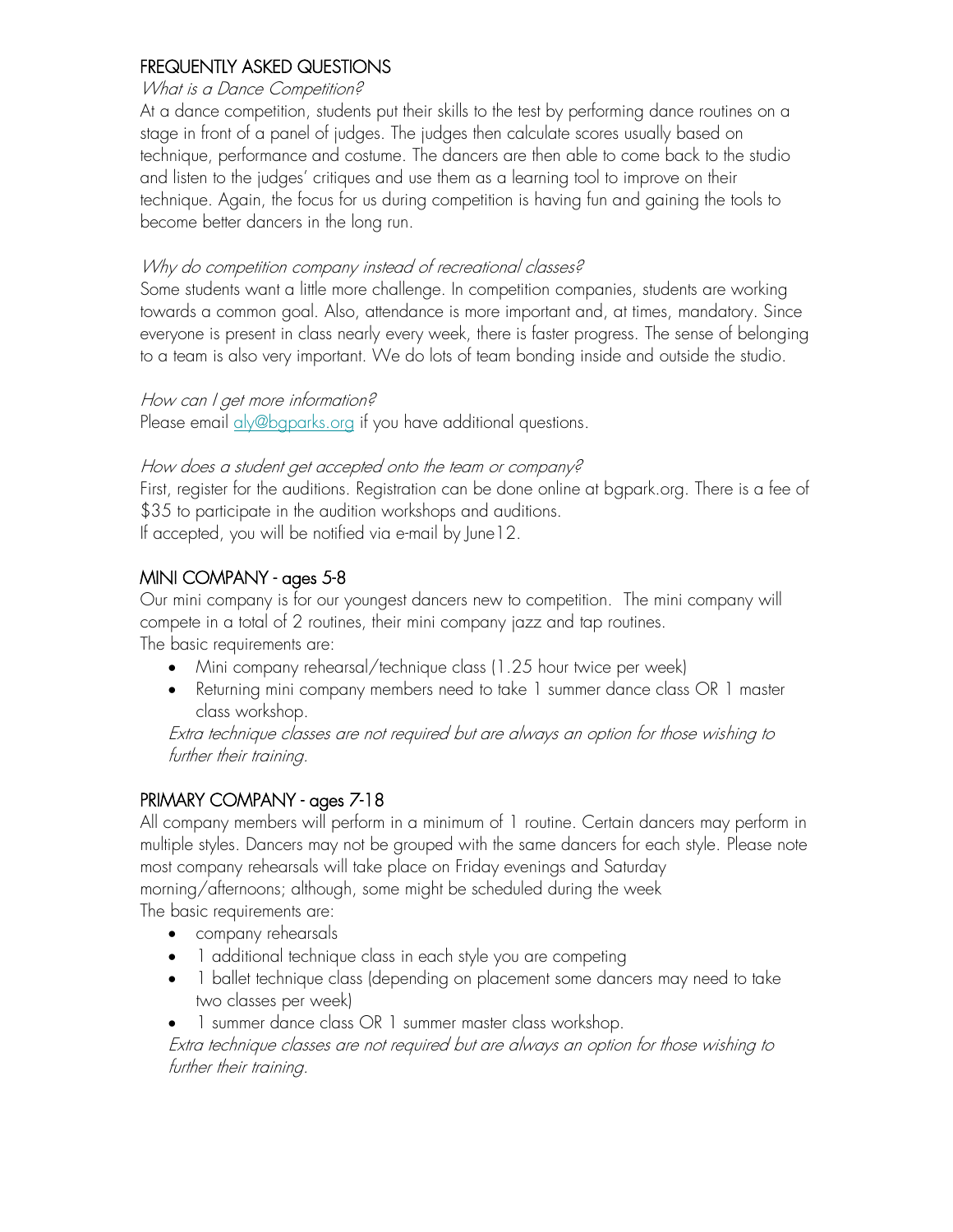## FREQUENTLY ASKED QUESTIONS

*What is a Dance Competition?*

At a dance competition, students put their skills to the test by performing dance routines on a stage in front of a panel of judges. The judges then calculate scores usually based on technique, performance and costume. The dancers are then able to come back to the studio and listen to the judges' critiques and use them as a learning tool to improve on their technique. Again, the focus for us during competition is having fun and gaining the tools to become better dancers in the long run.

*Why do competition company instead of recreational classes?*

Some students want a little more challenge. In competition companies, students are working towards a common goal. Also, attendance is more important and, at times, mandatory. Since everyone is present in class nearly every week, there is faster progress. The sense of belonging to a team is also very important. We do lots of team bonding inside and outside the studio.

*How can I get more information?*

Please email aly@bgparks.org if you have additional questions.

*How does a student get accepted onto the team or company?*

First, register for the auditions. Registration can be done online at bgpark.org. There is a fee of $35 to participate in the audition workshops and auditions.
If accepted, you will be notified via e-mail by June12.

## MINI COMPANY - ages 5-8

Our mini company is for our youngest dancers new to competition. The mini company will compete in a total of 2 routines, their mini company jazz and tap routines.
The basic requirements are:

- Mini company rehearsal/technique class (1.25 hour twice per week)
- Returning mini company members need to take 1 summer dance class OR 1 master class workshop.

*Extra technique classes are not required but are always an option for those wishing to further their training.*

## PRIMARY COMPANY - ages 7-18

All company members will perform in a minimum of 1 routine. Certain dancers may perform in multiple styles. Dancers may not be grouped with the same dancers for each style. Please note most company rehearsals will take place on Friday evenings and Saturday morning/afternoons; although, some might be scheduled during the week
The basic requirements are:

- company rehearsals
- 1 additional technique class in each style you are competing
- 1 ballet technique class (depending on placement some dancers may need to take two classes per week)
- 1 summer dance class OR 1 summer master class workshop.

*Extra technique classes are not required but are always an option for those wishing to further their training.*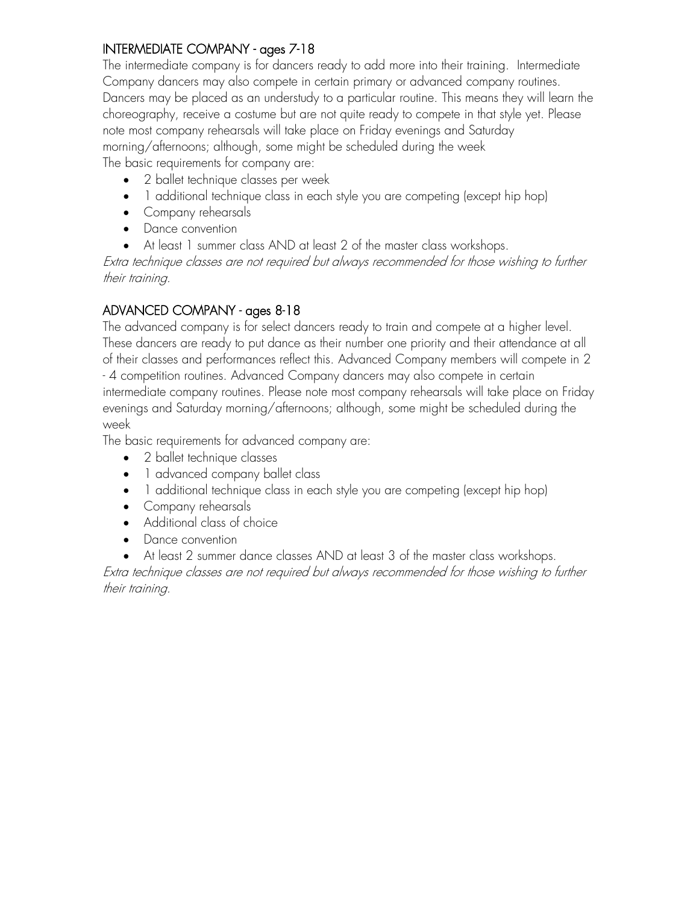## INTERMEDIATE COMPANY - ages 7-18

The intermediate company is for dancers ready to add more into their training. Intermediate Company dancers may also compete in certain primary or advanced company routines. Dancers may be placed as an understudy to a particular routine. This means they will learn the choreography, receive a costume but are not quite ready to compete in that style yet. Please note most company rehearsals will take place on Friday evenings and Saturday morning/afternoons; although, some might be scheduled during the week

The basic requirements for company are:

- 2 ballet technique classes per week
- 1 additional technique class in each style you are competing (except hip hop)
- Company rehearsals
- Dance convention
- At least 1 summer class AND at least 2 of the master class workshops.

*Extra technique classes are not required but always recommended for those wishing to further their training.*

## ADVANCED COMPANY - ages 8-18

The advanced company is for select dancers ready to train and compete at a higher level. These dancers are ready to put dance as their number one priority and their attendance at all of their classes and performances reflect this. Advanced Company members will compete in 2 - 4 competition routines. Advanced Company dancers may also compete in certain intermediate company routines. Please note most company rehearsals will take place on Friday evenings and Saturday morning/afternoons; although, some might be scheduled during the week

The basic requirements for advanced company are:

- 2 ballet technique classes
- 1 advanced company ballet class
- 1 additional technique class in each style you are competing (except hip hop)
- Company rehearsals
- Additional class of choice
- Dance convention
- At least 2 summer dance classes AND at least 3 of the master class workshops.

*Extra technique classes are not required but always recommended for those wishing to further their training.*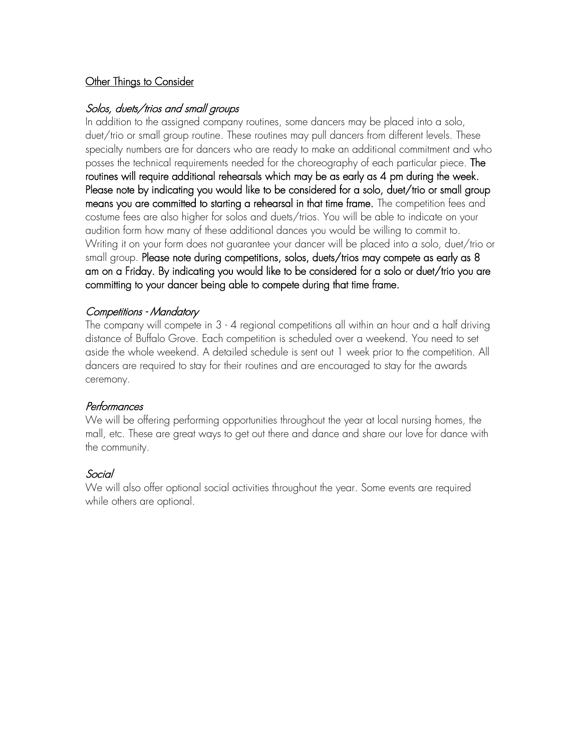## Other Things to Consider

### *Solos, duets/trios and small groups*

In addition to the assigned company routines, some dancers may be placed into a solo, duet/trio or small group routine. These routines may pull dancers from different levels. These specialty numbers are for dancers who are ready to make an additional commitment and who posses the technical requirements needed for the choreography of each particular piece. **The routines will require additional rehearsals which may be as early as 4 pm during the week. Please note by indicating you would like to be considered for a solo, duet/trio or small group means you are committed to starting a rehearsal in that time frame.** The competition fees and costume fees are also higher for solos and duets/trios. You will be able to indicate on your audition form how many of these additional dances you would be willing to commit to. Writing it on your form does not guarantee your dancer will be placed into a solo, duet/trio or small group. **Please note during competitions, solos, duets/trios may compete as early as 8 am on a Friday. By indicating you would like to be considered for a solo or duet/trio you are committing to your dancer being able to compete during that time frame.**

### *Competitions - Mandatory*

The company will compete in 3 - 4 regional competitions all within an hour and a half driving distance of Buffalo Grove. Each competition is scheduled over a weekend. You need to set aside the whole weekend. A detailed schedule is sent out 1 week prior to the competition. All dancers are required to stay for their routines and are encouraged to stay for the awards ceremony.

### *Performances*

We will be offering performing opportunities throughout the year at local nursing homes, the mall, etc. These are great ways to get out there and dance and share our love for dance with the community.

### *Social*

We will also offer optional social activities throughout the year. Some events are required while others are optional.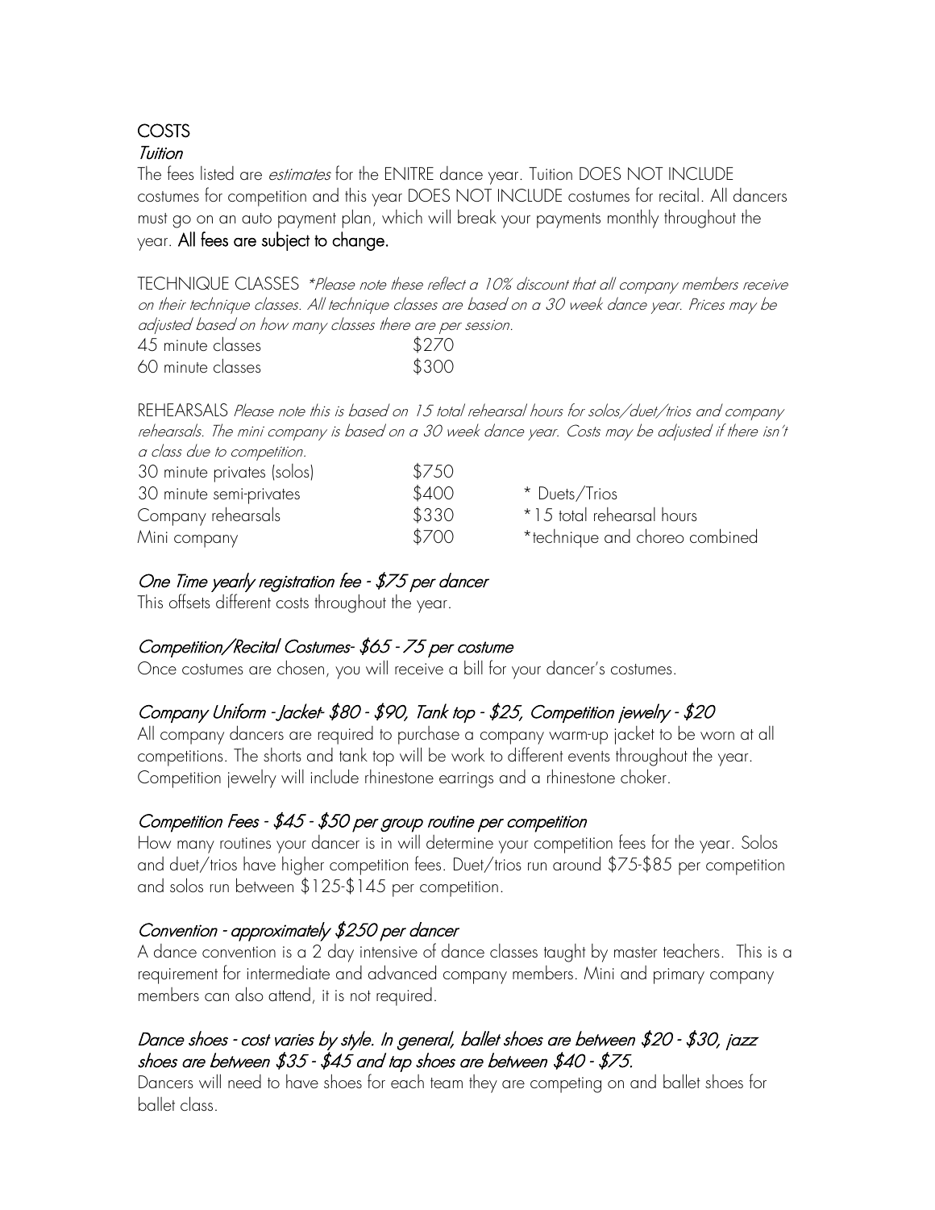## COSTS

### *Tuition*

The fees listed are *estimates* for the ENITRE dance year. Tuition DOES NOT INCLUDE costumes for competition and this year DOES NOT INCLUDE costumes for recital. All dancers must go on an auto payment plan, which will break your payments monthly throughout the year. **All fees are subject to change.**

TECHNIQUE CLASSES *\*Please note these reflect a 10% discount that all company members receive on their technique classes. All technique classes are based on a 30 week dance year. Prices may be adjusted based on how many classes there are per session.*

| | |
|---|---|
| 45 minute classes | $270 |
| 60 minute classes | $300 |

REHEARSALS *Please note this is based on 15 total rehearsal hours for solos/duet/trios and company rehearsals. The mini company is based on a 30 week dance year. Costs may be adjusted if there isn't a class due to competition.*

| | | |
|---|---|---|
| 30 minute privates (solos) | $750 | |
| 30 minute semi-privates | $400 | * Duets/Trios |
| Company rehearsals | $330 | *15 total rehearsal hours |
| Mini company | $700 | *technique and choreo combined |

### *One Time yearly registration fee - $75 per dancer*

This offsets different costs throughout the year.

### *Competition/Recital Costumes- $65 - 75 per costume*

Once costumes are chosen, you will receive a bill for your dancer's costumes.

### *Company Uniform - Jacket- $80 - $90, Tank top - $25, Competition jewelry - $20*

All company dancers are required to purchase a company warm-up jacket to be worn at all competitions. The shorts and tank top will be work to different events throughout the year. Competition jewelry will include rhinestone earrings and a rhinestone choker.

### *Competition Fees - $45 - $50 per group routine per competition*

How many routines your dancer is in will determine your competition fees for the year. Solos and duet/trios have higher competition fees. Duet/trios run around $75-$85 per competition and solos run between $125-$145 per competition.

### *Convention - approximately $250 per dancer*

A dance convention is a 2 day intensive of dance classes taught by master teachers. This is a requirement for intermediate and advanced company members. Mini and primary company members can also attend, it is not required.

### *Dance shoes - cost varies by style. In general, ballet shoes are between $20 - $30, jazz shoes are between $35 - $45 and tap shoes are between $40 - $75.*

Dancers will need to have shoes for each team they are competing on and ballet shoes for ballet class.